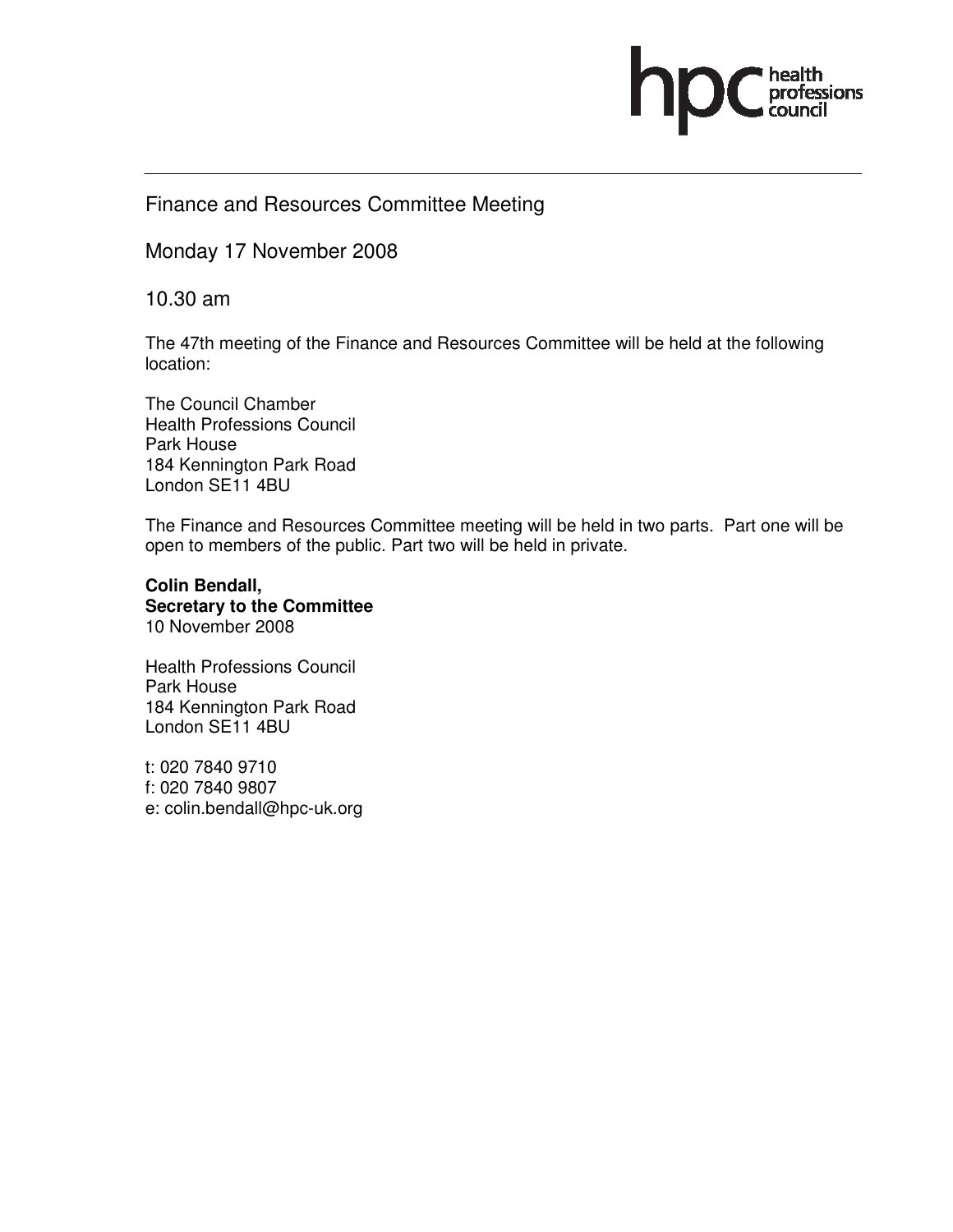Finance and Resources Committee Meeting

Monday 17 November 2008

10.30 am

The 47th meeting of the Finance and Resources Committee will be held at the following location:

The Council Chamber
Health Professions Council
Park House
184 Kennington Park Road
London SE11 4BU

The Finance and Resources Committee meeting will be held in two parts. Part one will be open to members of the public. Part two will be held in private.

**Colin Bendall,**
**Secretary to the Committee**
10 November 2008

Health Professions Council
Park House
184 Kennington Park Road
London SE11 4BU

t: 020 7840 9710
f: 020 7840 9807
e: colin.bendall@hpc-uk.org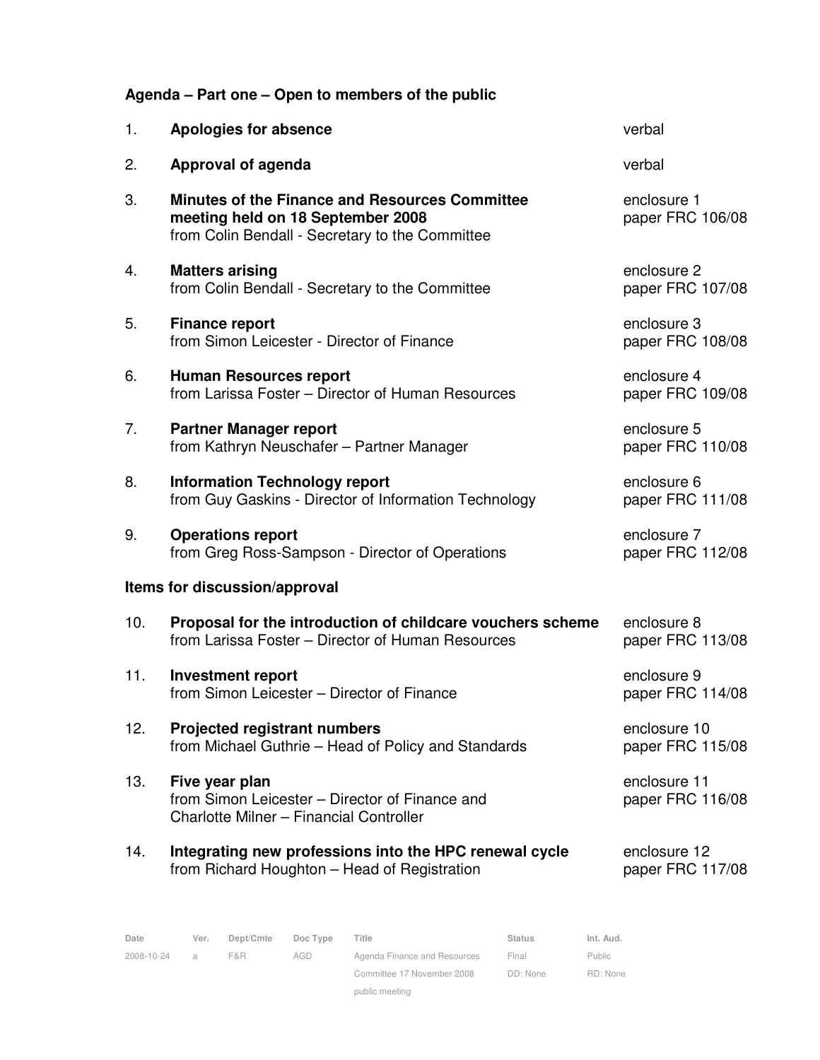## Agenda – Part one – Open to members of the public

| | | |
|---|---|---|
| 1. | **Apologies for absence** | verbal |
| 2. | **Approval of agenda** | verbal |
| 3. | **Minutes of the Finance and Resources Committee meeting held on 18 September 2008**<br>from Colin Bendall - Secretary to the Committee | enclosure 1<br>paper FRC 106/08 |
| 4. | **Matters arising**<br>from Colin Bendall - Secretary to the Committee | enclosure 2<br>paper FRC 107/08 |
| 5. | **Finance report**<br>from Simon Leicester - Director of Finance | enclosure 3<br>paper FRC 108/08 |
| 6. | **Human Resources report**<br>from Larissa Foster – Director of Human Resources | enclosure 4<br>paper FRC 109/08 |
| 7. | **Partner Manager report**<br>from Kathryn Neuschafer – Partner Manager | enclosure 5<br>paper FRC 110/08 |
| 8. | **Information Technology report**<br>from Guy Gaskins - Director of Information Technology | enclosure 6<br>paper FRC 111/08 |
| 9. | **Operations report**<br>from Greg Ross-Sampson - Director of Operations | enclosure 7<br>paper FRC 112/08 |

### Items for discussion/approval

| | | |
|---|---|---|
| 10. | **Proposal for the introduction of childcare vouchers scheme**<br>from Larissa Foster – Director of Human Resources | enclosure 8<br>paper FRC 113/08 |
| 11. | **Investment report**<br>from Simon Leicester – Director of Finance | enclosure 9<br>paper FRC 114/08 |
| 12. | **Projected registrant numbers**<br>from Michael Guthrie – Head of Policy and Standards | enclosure 10<br>paper FRC 115/08 |
| 13. | **Five year plan**<br>from Simon Leicester – Director of Finance and Charlotte Milner – Financial Controller | enclosure 11<br>paper FRC 116/08 |
| 14. | **Integrating new professions into the HPC renewal cycle**<br>from Richard Houghton – Head of Registration | enclosure 12<br>paper FRC 117/08 |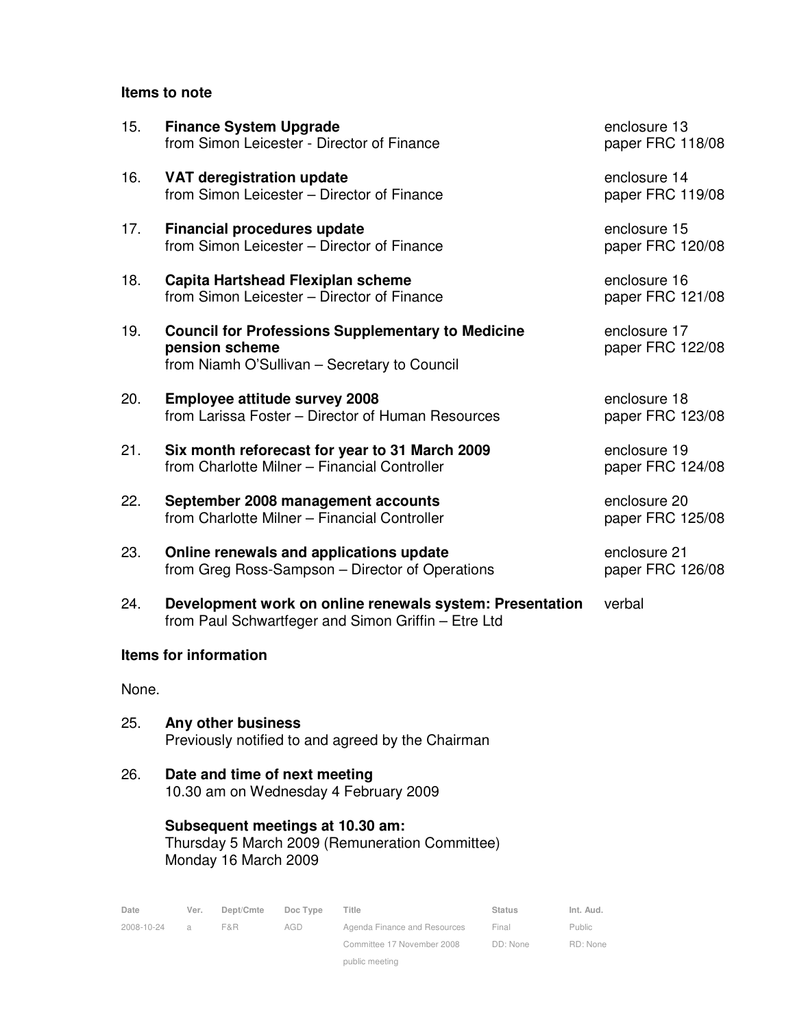### Items to note

15. **Finance System Upgrade** — enclosure 13, paper FRC 118/08
    from Simon Leicester - Director of Finance

16. **VAT deregistration update** — enclosure 14, paper FRC 119/08
    from Simon Leicester – Director of Finance

17. **Financial procedures update** — enclosure 15, paper FRC 120/08
    from Simon Leicester – Director of Finance

18. **Capita Hartshead Flexiplan scheme** — enclosure 16, paper FRC 121/08
    from Simon Leicester – Director of Finance

19. **Council for Professions Supplementary to Medicine pension scheme** — enclosure 17, paper FRC 122/08
    from Niamh O'Sullivan – Secretary to Council

20. **Employee attitude survey 2008** — enclosure 18, paper FRC 123/08
    from Larissa Foster – Director of Human Resources

21. **Six month reforecast for year to 31 March 2009** — enclosure 19, paper FRC 124/08
    from Charlotte Milner – Financial Controller

22. **September 2008 management accounts** — enclosure 20, paper FRC 125/08
    from Charlotte Milner – Financial Controller

23. **Online renewals and applications update** — enclosure 21, paper FRC 126/08
    from Greg Ross-Sampson – Director of Operations

24. **Development work on online renewals system: Presentation** — verbal
    from Paul Schwartfeger and Simon Griffin – Etre Ltd

### Items for information

None.

25. **Any other business**
    Previously notified to and agreed by the Chairman

26. **Date and time of next meeting**
    10.30 am on Wednesday 4 February 2009

    **Subsequent meetings at 10.30 am:**
    Thursday 5 March 2009 (Remuneration Committee)
    Monday 16 March 2009

| Date | Ver. | Dept/Cmte | Doc Type | Title | Status | Int. Aud. |
|---|---|---|---|---|---|---|
| 2008-10-24 | a | F&R | AGD | Agenda Finance and Resources Committee 17 November 2008 public meeting | Final DD: None | Public RD: None |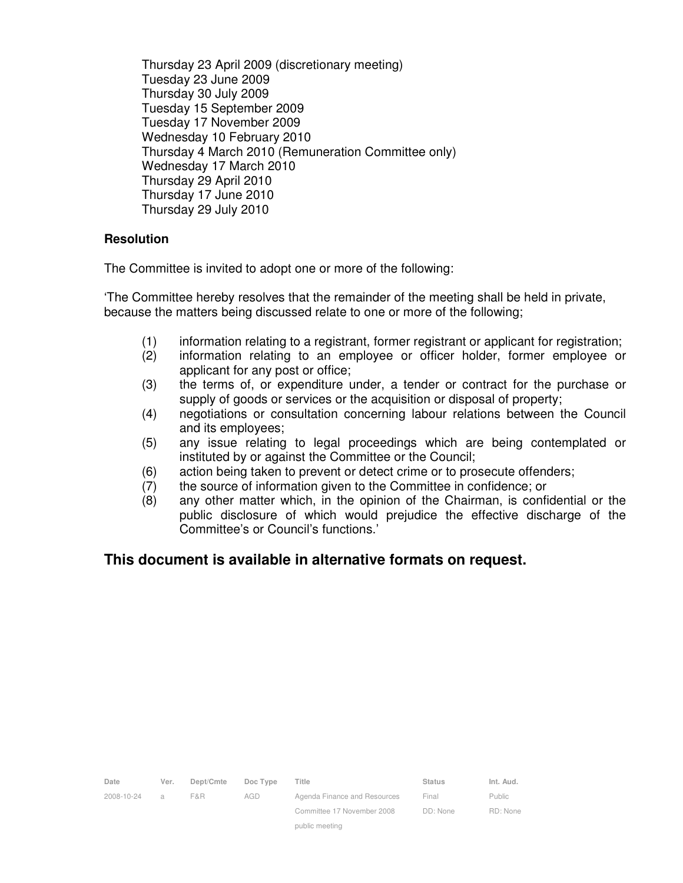Thursday 23 April 2009 (discretionary meeting)
Tuesday 23 June 2009
Thursday 30 July 2009
Tuesday 15 September 2009
Tuesday 17 November 2009
Wednesday 10 February 2010
Thursday 4 March 2010 (Remuneration Committee only)
Wednesday 17 March 2010
Thursday 29 April 2010
Thursday 17 June 2010
Thursday 29 July 2010

**Resolution**

The Committee is invited to adopt one or more of the following:

'The Committee hereby resolves that the remainder of the meeting shall be held in private, because the matters being discussed relate to one or more of the following;

(1) information relating to a registrant, former registrant or applicant for registration;
(2) information relating to an employee or officer holder, former employee or applicant for any post or office;
(3) the terms of, or expenditure under, a tender or contract for the purchase or supply of goods or services or the acquisition or disposal of property;
(4) negotiations or consultation concerning labour relations between the Council and its employees;
(5) any issue relating to legal proceedings which are being contemplated or instituted by or against the Committee or the Council;
(6) action being taken to prevent or detect crime or to prosecute offenders;
(7) the source of information given to the Committee in confidence; or
(8) any other matter which, in the opinion of the Chairman, is confidential or the public disclosure of which would prejudice the effective discharge of the Committee's or Council's functions.'

## This document is available in alternative formats on request.

| Date | Ver. | Dept/Cmte | Doc Type | Title | Status | Int. Aud. |
|---|---|---|---|---|---|---|
| 2008-10-24 | a | F&R | AGD | Agenda Finance and Resources Committee 17 November 2008 public meeting | Final DD: None | Public RD: None |